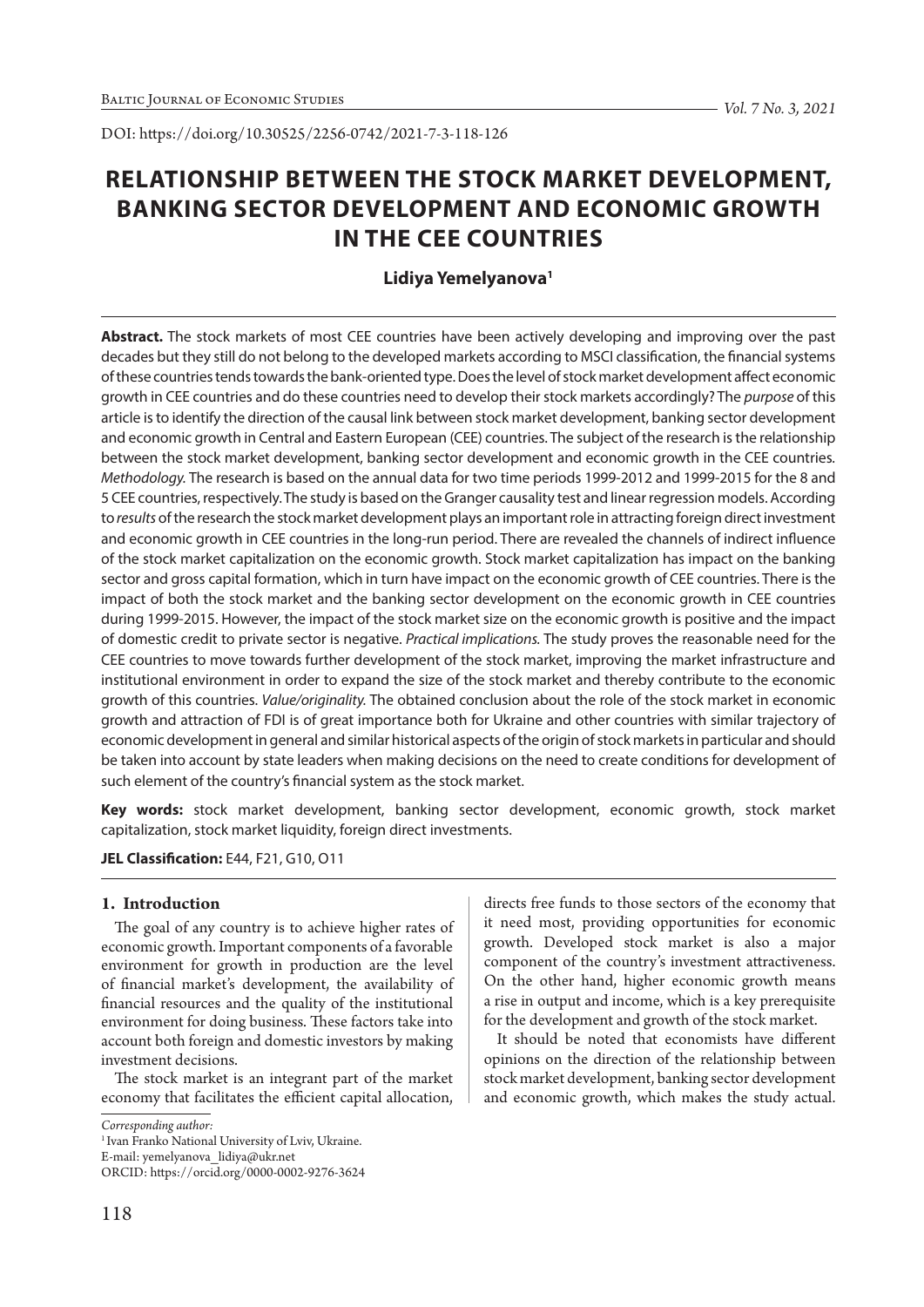DOI: https://doi.org/10.30525/2256-0742/2021-7-3-118-126

# RELATIONSHIP BETWEEN THE STOCK MARKET DEVELOPMENT, BANKING SECTOR DEVELOPMENT AND ECONOMIC GROWTH IN THE CEE COUNTRIES

**Lidiya Yemelyanova[1]**

**Abstract.** The stock markets of most CEE countries have been actively developing and improving over the past decades but they still do not belong to the developed markets according to MSCI classification, the financial systems of these countries tends towards the bank-oriented type. Does the level of stock market development affect economic growth in CEE countries and do these countries need to develop their stock markets accordingly? The *purpose* of this article is to identify the direction of the causal link between stock market development, banking sector development and economic growth in Central and Eastern European (CEE) countries. The subject of the research is the relationship between the stock market development, banking sector development and economic growth in the CEE countries. *Methodology.* The research is based on the annual data for two time periods 1999-2012 and 1999-2015 for the 8 and 5 CEE countries, respectively. The study is based on the Granger causality test and linear regression models. According to *results* of the research the stock market development plays an important role in attracting foreign direct investment and economic growth in CEE countries in the long-run period. There are revealed the channels of indirect influence of the stock market capitalization on the economic growth. Stock market capitalization has impact on the banking sector and gross capital formation, which in turn have impact on the economic growth of CEE countries. There is the impact of both the stock market and the banking sector development on the economic growth in CEE countries during 1999-2015. However, the impact of the stock market size on the economic growth is positive and the impact of domestic credit to private sector is negative. *Practical implications.* The study proves the reasonable need for the CEE countries to move towards further development of the stock market, improving the market infrastructure and institutional environment in order to expand the size of the stock market and thereby contribute to the economic growth of this countries. *Value/originality.* The obtained conclusion about the role of the stock market in economic growth and attraction of FDI is of great importance both for Ukraine and other countries with similar trajectory of economic development in general and similar historical aspects of the origin of stock markets in particular and should be taken into account by state leaders when making decisions on the need to create conditions for development of such element of the country's financial system as the stock market.

**Key words:** stock market development, banking sector development, economic growth, stock market capitalization, stock market liquidity, foreign direct investments.

**JEL Classification:** E44, F21, G10, O11

## 1. Introduction

The goal of any country is to achieve higher rates of economic growth. Important components of a favorable environment for growth in production are the level of financial market's development, the availability of financial resources and the quality of the institutional environment for doing business. These factors take into account both foreign and domestic investors by making investment decisions.

The stock market is an integrant part of the market economy that facilitates the efficient capital allocation, directs free funds to those sectors of the economy that it need most, providing opportunities for economic growth. Developed stock market is also a major component of the country's investment attractiveness. On the other hand, higher economic growth means a rise in output and income, which is a key prerequisite for the development and growth of the stock market.

It should be noted that economists have different opinions on the direction of the relationship between stock market development, banking sector development and economic growth, which makes the study actual.

*Corresponding author:*

[1] Ivan Franko National University of Lviv, Ukraine.

E-mail: yemelyanova_lidiya@ukr.net

ORCID: https://orcid.org/0000-0002-9276-3624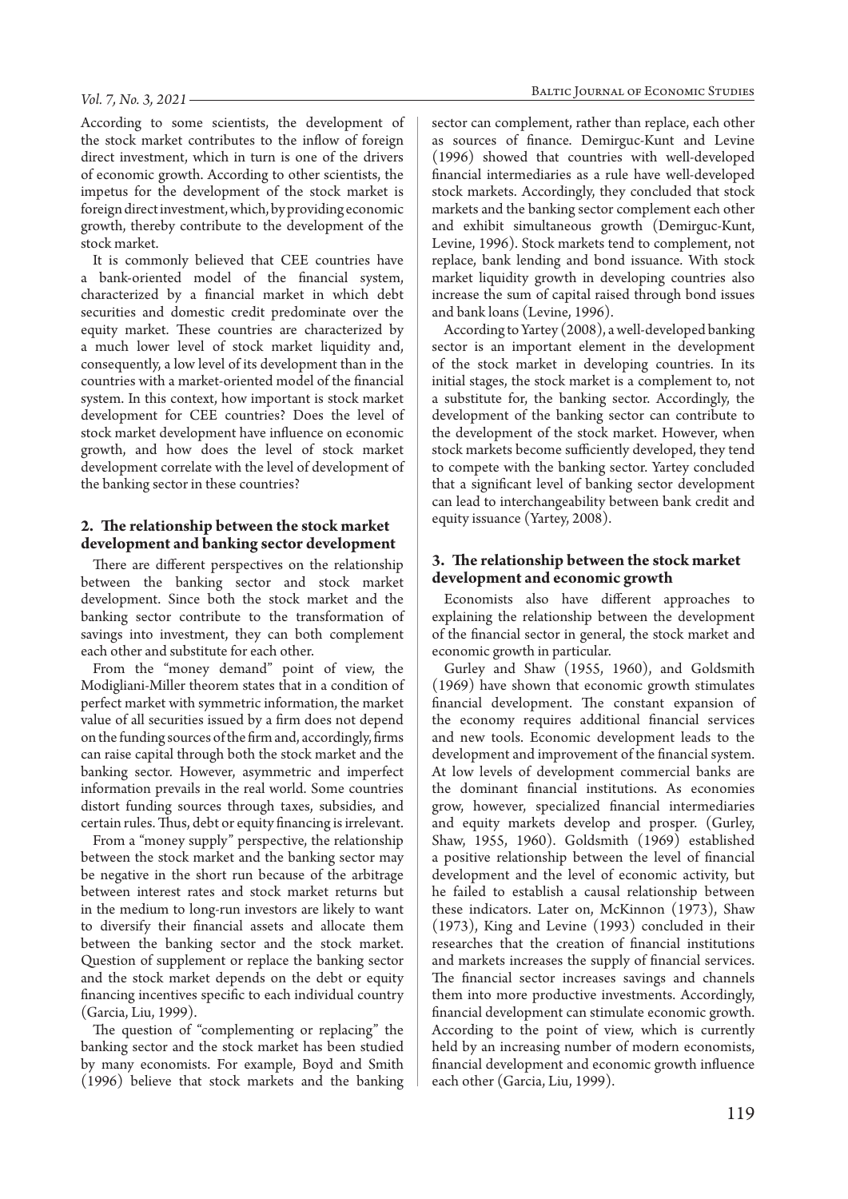According to some scientists, the development of the stock market contributes to the inflow of foreign direct investment, which in turn is one of the drivers of economic growth. According to other scientists, the impetus for the development of the stock market is foreign direct investment, which, by providing economic growth, thereby contribute to the development of the stock market.

It is commonly believed that CEE countries have a bank-oriented model of the financial system, characterized by a financial market in which debt securities and domestic credit predominate over the equity market. These countries are characterized by a much lower level of stock market liquidity and, consequently, a low level of its development than in the countries with a market-oriented model of the financial system. In this context, how important is stock market development for CEE countries? Does the level of stock market development have influence on economic growth, and how does the level of stock market development correlate with the level of development of the banking sector in these countries?

## 2. The relationship between the stock market development and banking sector development

There are different perspectives on the relationship between the banking sector and stock market development. Since both the stock market and the banking sector contribute to the transformation of savings into investment, they can both complement each other and substitute for each other.

From the "money demand" point of view, the Modigliani-Miller theorem states that in a condition of perfect market with symmetric information, the market value of all securities issued by a firm does not depend on the funding sources of the firm and, accordingly, firms can raise capital through both the stock market and the banking sector. However, asymmetric and imperfect information prevails in the real world. Some countries distort funding sources through taxes, subsidies, and certain rules. Thus, debt or equity financing is irrelevant.

From a "money supply" perspective, the relationship between the stock market and the banking sector may be negative in the short run because of the arbitrage between interest rates and stock market returns but in the medium to long-run investors are likely to want to diversify their financial assets and allocate them between the banking sector and the stock market. Question of supplement or replace the banking sector and the stock market depends on the debt or equity financing incentives specific to each individual country (Garcia, Liu, 1999).

The question of "complementing or replacing" the banking sector and the stock market has been studied by many economists. For example, Boyd and Smith (1996) believe that stock markets and the banking sector can complement, rather than replace, each other as sources of finance. Demirguc-Kunt and Levine (1996) showed that countries with well-developed financial intermediaries as a rule have well-developed stock markets. Accordingly, they concluded that stock markets and the banking sector complement each other and exhibit simultaneous growth (Demirguc-Kunt, Levine, 1996). Stock markets tend to complement, not replace, bank lending and bond issuance. With stock market liquidity growth in developing countries also increase the sum of capital raised through bond issues and bank loans (Levine, 1996).

According to Yartey (2008), a well-developed banking sector is an important element in the development of the stock market in developing countries. In its initial stages, the stock market is a complement to, not a substitute for, the banking sector. Accordingly, the development of the banking sector can contribute to the development of the stock market. However, when stock markets become sufficiently developed, they tend to compete with the banking sector. Yartey concluded that a significant level of banking sector development can lead to interchangeability between bank credit and equity issuance (Yartey, 2008).

## 3. The relationship between the stock market development and economic growth

Economists also have different approaches to explaining the relationship between the development of the financial sector in general, the stock market and economic growth in particular.

Gurley and Shaw (1955, 1960), and Goldsmith (1969) have shown that economic growth stimulates financial development. The constant expansion of the economy requires additional financial services and new tools. Economic development leads to the development and improvement of the financial system. At low levels of development commercial banks are the dominant financial institutions. As economies grow, however, specialized financial intermediaries and equity markets develop and prosper. (Gurley, Shaw, 1955, 1960). Goldsmith (1969) established a positive relationship between the level of financial development and the level of economic activity, but he failed to establish a causal relationship between these indicators. Later on, McKinnon (1973), Shaw (1973), King and Levine (1993) concluded in their researches that the creation of financial institutions and markets increases the supply of financial services. The financial sector increases savings and channels them into more productive investments. Accordingly, financial development can stimulate economic growth. According to the point of view, which is currently held by an increasing number of modern economists, financial development and economic growth influence each other (Garcia, Liu, 1999).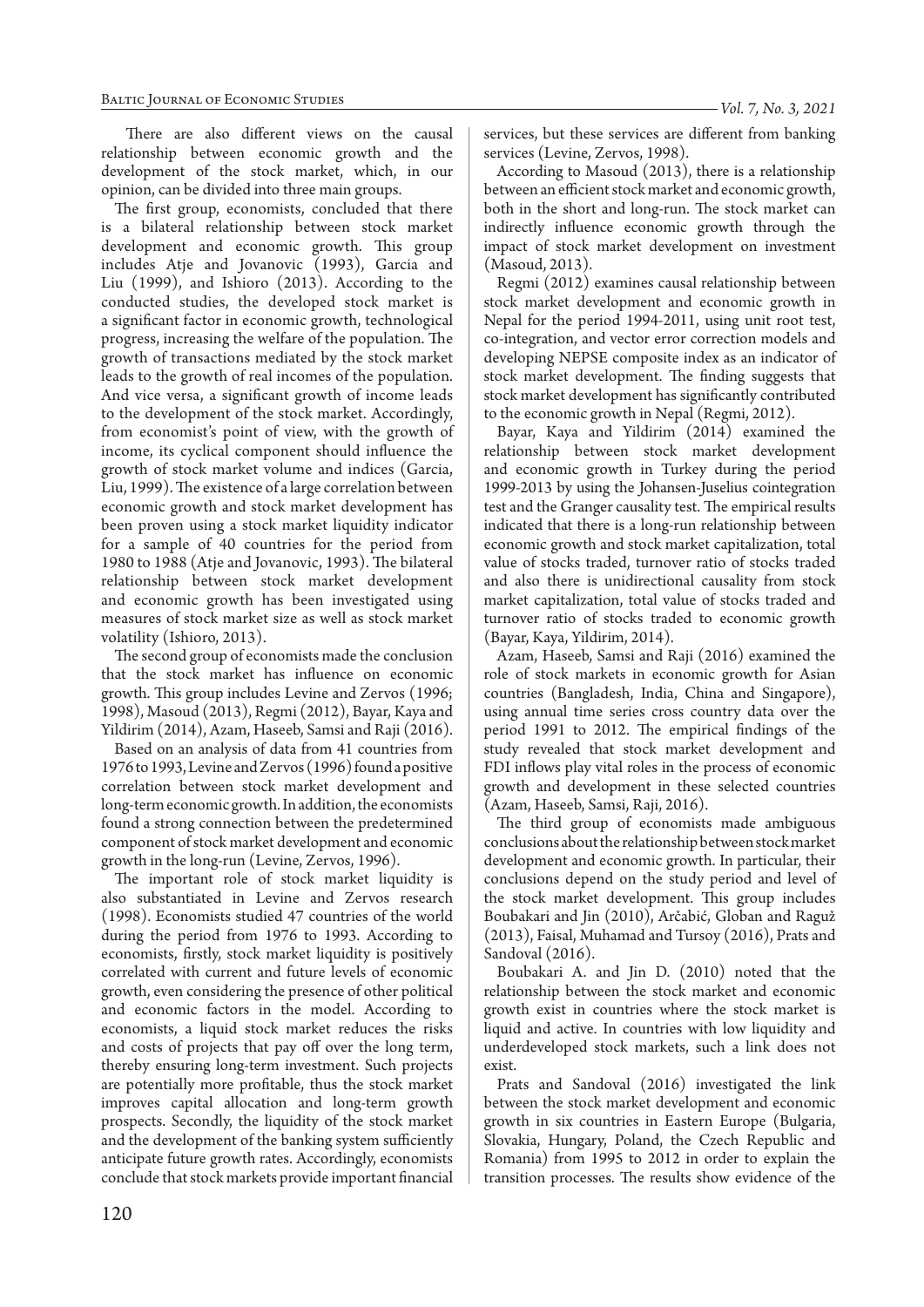There are also different views on the causal relationship between economic growth and the development of the stock market, which, in our opinion, can be divided into three main groups.

The first group, economists, concluded that there is a bilateral relationship between stock market development and economic growth. This group includes Atje and Jovanovic (1993), Garcia and Liu (1999), and Ishioro (2013). According to the conducted studies, the developed stock market is a significant factor in economic growth, technological progress, increasing the welfare of the population. The growth of transactions mediated by the stock market leads to the growth of real incomes of the population. And vice versa, a significant growth of income leads to the development of the stock market. Accordingly, from economist's point of view, with the growth of income, its cyclical component should influence the growth of stock market volume and indices (Garcia, Liu, 1999). The existence of a large correlation between economic growth and stock market development has been proven using a stock market liquidity indicator for a sample of 40 countries for the period from 1980 to 1988 (Atje and Jovanovic, 1993). The bilateral relationship between stock market development and economic growth has been investigated using measures of stock market size as well as stock market volatility (Ishioro, 2013).

The second group of economists made the conclusion that the stock market has influence on economic growth. This group includes Levine and Zervos (1996; 1998), Masoud (2013), Regmi (2012), Bayar, Kaya and Yildirim (2014), Azam, Haseeb, Samsi and Raji (2016).

Based on an analysis of data from 41 countries from 1976 to 1993, Levine and Zervos (1996) found a positive correlation between stock market development and long-term economic growth. In addition, the economists found a strong connection between the predetermined component of stock market development and economic growth in the long-run (Levine, Zervos, 1996).

The important role of stock market liquidity is also substantiated in Levine and Zervos research (1998). Economists studied 47 countries of the world during the period from 1976 to 1993. According to economists, firstly, stock market liquidity is positively correlated with current and future levels of economic growth, even considering the presence of other political and economic factors in the model. According to economists, a liquid stock market reduces the risks and costs of projects that pay off over the long term, thereby ensuring long-term investment. Such projects are potentially more profitable, thus the stock market improves capital allocation and long-term growth prospects. Secondly, the liquidity of the stock market and the development of the banking system sufficiently anticipate future growth rates. Accordingly, economists conclude that stock markets provide important financial services, but these services are different from banking services (Levine, Zervos, 1998).

According to Masoud (2013), there is a relationship between an efficient stock market and economic growth, both in the short and long-run. The stock market can indirectly influence economic growth through the impact of stock market development on investment (Masoud, 2013).

Regmi (2012) examines causal relationship between stock market development and economic growth in Nepal for the period 1994-2011, using unit root test, co-integration, and vector error correction models and developing NEPSE composite index as an indicator of stock market development. The finding suggests that stock market development has significantly contributed to the economic growth in Nepal (Regmi, 2012).

Bayar, Kaya and Yildirim (2014) examined the relationship between stock market development and economic growth in Turkey during the period 1999-2013 by using the Johansen-Juselius cointegration test and the Granger causality test. The empirical results indicated that there is a long-run relationship between economic growth and stock market capitalization, total value of stocks traded, turnover ratio of stocks traded and also there is unidirectional causality from stock market capitalization, total value of stocks traded and turnover ratio of stocks traded to economic growth (Bayar, Kaya, Yildirim, 2014).

Azam, Haseeb, Samsi and Raji (2016) examined the role of stock markets in economic growth for Asian countries (Bangladesh, India, China and Singapore), using annual time series cross country data over the period 1991 to 2012. The empirical findings of the study revealed that stock market development and FDI inflows play vital roles in the process of economic growth and development in these selected countries (Azam, Haseeb, Samsi, Raji, 2016).

The third group of economists made ambiguous conclusions about the relationship between stock market development and economic growth. In particular, their conclusions depend on the study period and level of the stock market development. This group includes Boubakari and Jin (2010), Arčabić, Globan and Raguž (2013), Faisal, Muhamad and Tursoy (2016), Prats and Sandoval (2016).

Boubakari A. and Jin D. (2010) noted that the relationship between the stock market and economic growth exist in countries where the stock market is liquid and active. In countries with low liquidity and underdeveloped stock markets, such a link does not exist.

Prats and Sandoval (2016) investigated the link between the stock market development and economic growth in six countries in Eastern Europe (Bulgaria, Slovakia, Hungary, Poland, the Czech Republic and Romania) from 1995 to 2012 in order to explain the transition processes. The results show evidence of the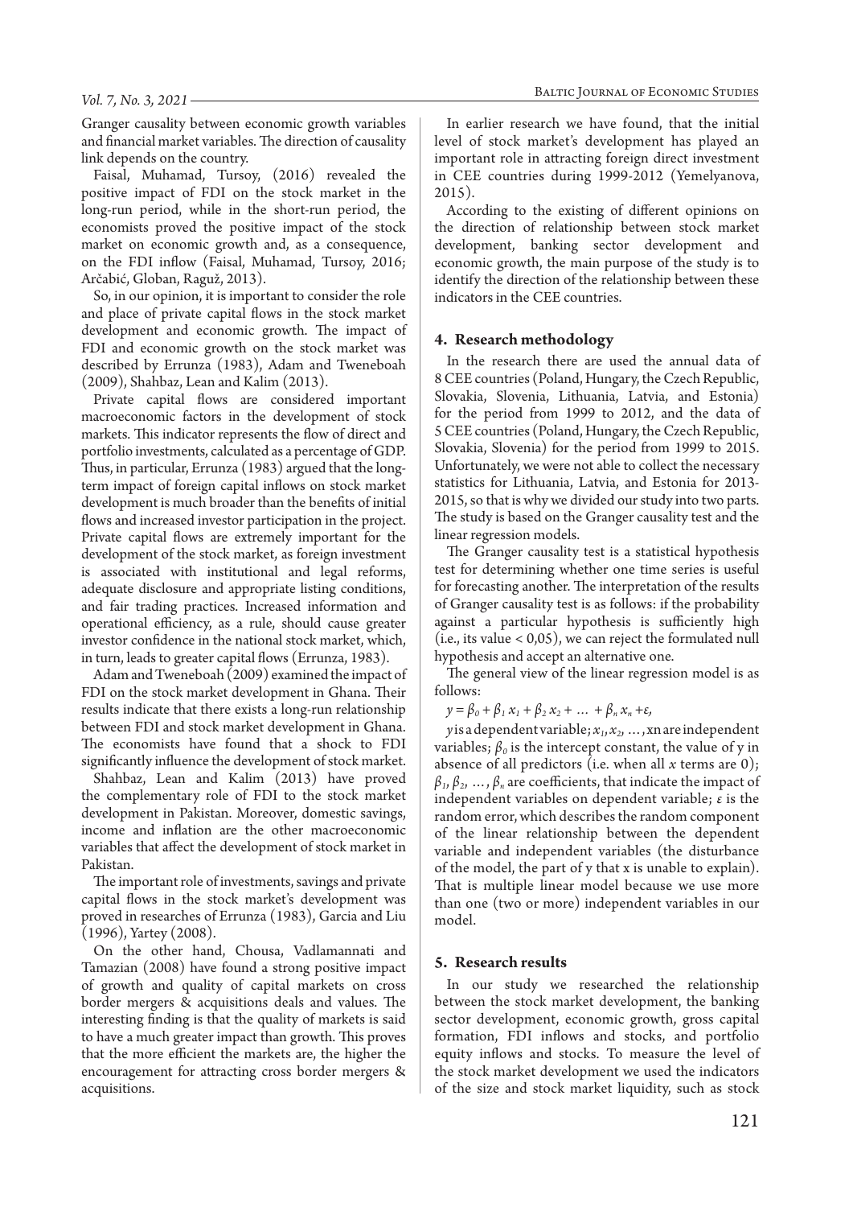Granger causality between economic growth variables and financial market variables. The direction of causality link depends on the country.

Faisal, Muhamad, Tursoy, (2016) revealed the positive impact of FDI on the stock market in the long-run period, while in the short-run period, the economists proved the positive impact of the stock market on economic growth and, as a consequence, on the FDI inflow (Faisal, Muhamad, Tursoy, 2016; Arčabić, Globan, Raguž, 2013).

So, in our opinion, it is important to consider the role and place of private capital flows in the stock market development and economic growth. The impact of FDI and economic growth on the stock market was described by Errunza (1983), Adam and Tweneboah (2009), Shahbaz, Lean and Kalim (2013).

Private capital flows are considered important macroeconomic factors in the development of stock markets. This indicator represents the flow of direct and portfolio investments, calculated as a percentage of GDP. Thus, in particular, Errunza (1983) argued that the long-term impact of foreign capital inflows on stock market development is much broader than the benefits of initial flows and increased investor participation in the project. Private capital flows are extremely important for the development of the stock market, as foreign investment is associated with institutional and legal reforms, adequate disclosure and appropriate listing conditions, and fair trading practices. Increased information and operational efficiency, as a rule, should cause greater investor confidence in the national stock market, which, in turn, leads to greater capital flows (Errunza, 1983).

Adam and Tweneboah (2009) examined the impact of FDI on the stock market development in Ghana. Their results indicate that there exists a long-run relationship between FDI and stock market development in Ghana. The economists have found that a shock to FDI significantly influence the development of stock market.

Shahbaz, Lean and Kalim (2013) have proved the complementary role of FDI to the stock market development in Pakistan. Moreover, domestic savings, income and inflation are the other macroeconomic variables that affect the development of stock market in Pakistan.

The important role of investments, savings and private capital flows in the stock market's development was proved in researches of Errunza (1983), Garcia and Liu (1996), Yartey (2008).

On the other hand, Chousa, Vadlamannati and Tamazian (2008) have found a strong positive impact of growth and quality of capital markets on cross border mergers & acquisitions deals and values. The interesting finding is that the quality of markets is said to have a much greater impact than growth. This proves that the more efficient the markets are, the higher the encouragement for attracting cross border mergers & acquisitions.

In earlier research we have found, that the initial level of stock market's development has played an important role in attracting foreign direct investment in CEE countries during 1999-2012 (Yemelyanova, 2015).

According to the existing of different opinions on the direction of relationship between stock market development, banking sector development and economic growth, the main purpose of the study is to identify the direction of the relationship between these indicators in the CEE countries.

## 4. Research methodology

In the research there are used the annual data of 8 CEE countries (Poland, Hungary, the Czech Republic, Slovakia, Slovenia, Lithuania, Latvia, and Estonia) for the period from 1999 to 2012, and the data of 5 CEE countries (Poland, Hungary, the Czech Republic, Slovakia, Slovenia) for the period from 1999 to 2015. Unfortunately, we were not able to collect the necessary statistics for Lithuania, Latvia, and Estonia for 2013-2015, so that is why we divided our study into two parts. The study is based on the Granger causality test and the linear regression models.

The Granger causality test is a statistical hypothesis test for determining whether one time series is useful for forecasting another. The interpretation of the results of Granger causality test is as follows: if the probability against a particular hypothesis is sufficiently high (i.e., its value < 0,05), we can reject the formulated null hypothesis and accept an alternative one.

The general view of the linear regression model is as follows:

$$y = \beta_0 + \beta_1 x_1 + \beta_2 x_2 + \dots + \beta_n x_n + \varepsilon,$$

$y$ is a dependent variable; $x_1, x_2, \dots,$ xn are independent variables; $\beta_0$ is the intercept constant, the value of y in absence of all predictors (i.e. when all $x$ terms are 0); $\beta_1, \beta_2, \dots, \beta_n$ are coefficients, that indicate the impact of independent variables on dependent variable; $\varepsilon$ is the random error, which describes the random component of the linear relationship between the dependent variable and independent variables (the disturbance of the model, the part of y that x is unable to explain). That is multiple linear model because we use more than one (two or more) independent variables in our model.

## 5. Research results

In our study we researched the relationship between the stock market development, the banking sector development, economic growth, gross capital formation, FDI inflows and stocks, and portfolio equity inflows and stocks. To measure the level of the stock market development we used the indicators of the size and stock market liquidity, such as stock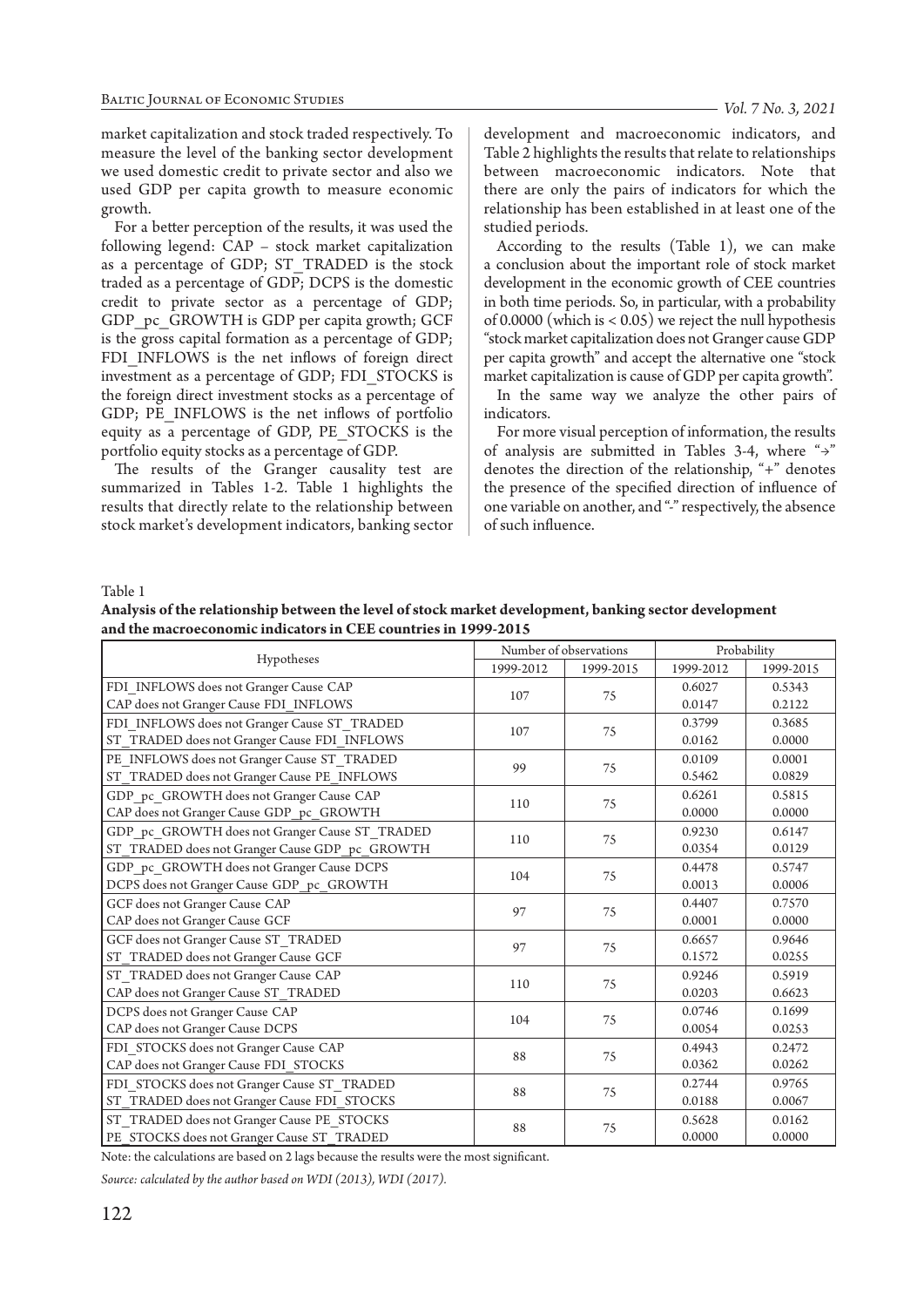market capitalization and stock traded respectively. To measure the level of the banking sector development we used domestic credit to private sector and also we used GDP per capita growth to measure economic growth.

For a better perception of the results, it was used the following legend: CAP – stock market capitalization as a percentage of GDP; ST_TRADED is the stock traded as a percentage of GDP; DCPS is the domestic credit to private sector as a percentage of GDP; GDP_pc_GROWTH is GDP per capita growth; GCF is the gross capital formation as a percentage of GDP; FDI_INFLOWS is the net inflows of foreign direct investment as a percentage of GDP; FDI_STOCKS is the foreign direct investment stocks as a percentage of GDP; PE_INFLOWS is the net inflows of portfolio equity as a percentage of GDP, PE_STOCKS is the portfolio equity stocks as a percentage of GDP.

The results of the Granger causality test are summarized in Tables 1-2. Table 1 highlights the results that directly relate to the relationship between stock market's development indicators, banking sector development and macroeconomic indicators, and Table 2 highlights the results that relate to relationships between macroeconomic indicators. Note that there are only the pairs of indicators for which the relationship has been established in at least one of the studied periods.

According to the results (Table 1), we can make a conclusion about the important role of stock market development in the economic growth of CEE countries in both time periods. So, in particular, with a probability of 0.0000 (which is < 0.05) we reject the null hypothesis "stock market capitalization does not Granger cause GDP per capita growth" and accept the alternative one "stock market capitalization is cause of GDP per capita growth".

In the same way we analyze the other pairs of indicators.

For more visual perception of information, the results of analysis are submitted in Tables 3-4, where "→" denotes the direction of the relationship, "+" denotes the presence of the specified direction of influence of one variable on another, and "-" respectively, the absence of such influence.

Table 1

**Analysis of the relationship between the level of stock market development, banking sector development and the macroeconomic indicators in CEE countries in 1999-2015**

| Hypotheses | Number of observations | | Probability | |
|---|---|---|---|---|
| | 1999-2012 | 1999-2015 | 1999-2012 | 1999-2015 |
| FDI_INFLOWS does not Granger Cause CAP | 107 | 75 | 0.6027 | 0.5343 |
| CAP does not Granger Cause FDI_INFLOWS | | | 0.0147 | 0.2122 |
| FDI_INFLOWS does not Granger Cause ST_TRADED | 107 | 75 | 0.3799 | 0.3685 |
| ST_TRADED does not Granger Cause FDI_INFLOWS | | | 0.0162 | 0.0000 |
| PE_INFLOWS does not Granger Cause ST_TRADED | 99 | 75 | 0.0109 | 0.0001 |
| ST_TRADED does not Granger Cause PE_INFLOWS | | | 0.5462 | 0.0829 |
| GDP_pc_GROWTH does not Granger Cause CAP | 110 | 75 | 0.6261 | 0.5815 |
| CAP does not Granger Cause GDP_pc_GROWTH | | | 0.0000 | 0.0000 |
| GDP_pc_GROWTH does not Granger Cause ST_TRADED | 110 | 75 | 0.9230 | 0.6147 |
| ST_TRADED does not Granger Cause GDP_pc_GROWTH | | | 0.0354 | 0.0129 |
| GDP_pc_GROWTH does not Granger Cause DCPS | 104 | 75 | 0.4478 | 0.5747 |
| DCPS does not Granger Cause GDP_pc_GROWTH | | | 0.0013 | 0.0006 |
| GCF does not Granger Cause CAP | 97 | 75 | 0.4407 | 0.7570 |
| CAP does not Granger Cause GCF | | | 0.0001 | 0.0000 |
| GCF does not Granger Cause ST_TRADED | 97 | 75 | 0.6657 | 0.9646 |
| ST_TRADED does not Granger Cause GCF | | | 0.1572 | 0.0255 |
| ST_TRADED does not Granger Cause CAP | 110 | 75 | 0.9246 | 0.5919 |
| CAP does not Granger Cause ST_TRADED | | | 0.0203 | 0.6623 |
| DCPS does not Granger Cause CAP | 104 | 75 | 0.0746 | 0.1699 |
| CAP does not Granger Cause DCPS | | | 0.0054 | 0.0253 |
| FDI_STOCKS does not Granger Cause CAP | 88 | 75 | 0.4943 | 0.2472 |
| CAP does not Granger Cause FDI_STOCKS | | | 0.0362 | 0.0262 |
| FDI_STOCKS does not Granger Cause ST_TRADED | 88 | 75 | 0.2744 | 0.9765 |
| ST_TRADED does not Granger Cause FDI_STOCKS | | | 0.0188 | 0.0067 |
| ST_TRADED does not Granger Cause PE_STOCKS | 88 | 75 | 0.5628 | 0.0162 |
| PE_STOCKS does not Granger Cause ST_TRADED | | | 0.0000 | 0.0000 |

Note: the calculations are based on 2 lags because the results were the most significant.

*Source: calculated by the author based on WDI (2013), WDI (2017).*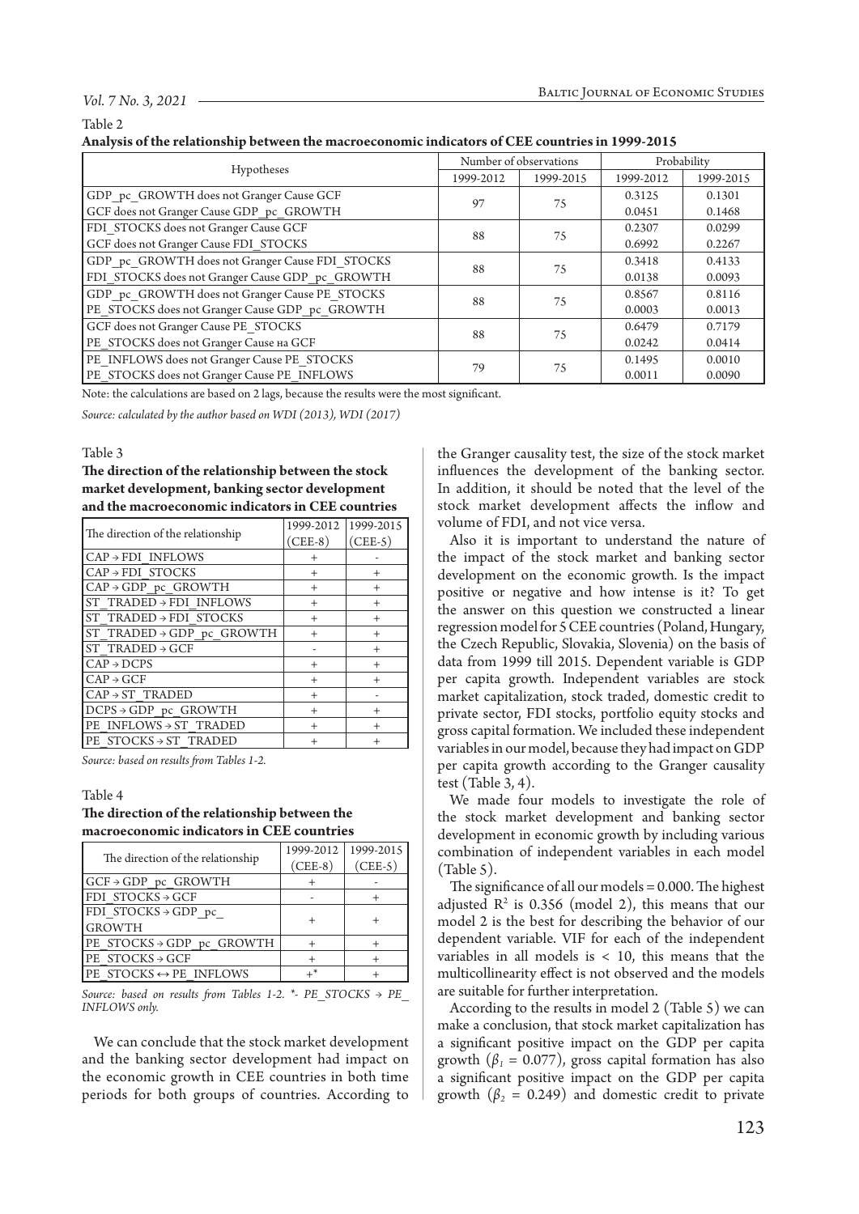Table 2

**Analysis of the relationship between the macroeconomic indicators of CEE countries in 1999-2015**

| Hypotheses | Number of observations | | Probability | |
|---|---|---|---|---|
| | 1999-2012 | 1999-2015 | 1999-2012 | 1999-2015 |
| GDP_pc_GROWTH does not Granger Cause GCF | 97 | 75 | 0.3125 | 0.1301 |
| GCF does not Granger Cause GDP_pc_GROWTH | | | 0.0451 | 0.1468 |
| FDI_STOCKS does not Granger Cause GCF | 88 | 75 | 0.2307 | 0.0299 |
| GCF does not Granger Cause FDI_STOCKS | | | 0.6992 | 0.2267 |
| GDP_pc_GROWTH does not Granger Cause FDI_STOCKS | 88 | 75 | 0.3418 | 0.4133 |
| FDI_STOCKS does not Granger Cause GDP_pc_GROWTH | | | 0.0138 | 0.0093 |
| GDP_pc_GROWTH does not Granger Cause PE_STOCKS | 88 | 75 | 0.8567 | 0.8116 |
| PE_STOCKS does not Granger Cause GDP_pc_GROWTH | | | 0.0003 | 0.0013 |
| GCF does not Granger Cause PE_STOCKS | 88 | 75 | 0.6479 | 0.7179 |
| PE_STOCKS does not Granger Cause на GCF | | | 0.0242 | 0.0414 |
| PE_INFLOWS does not Granger Cause PE_STOCKS | 79 | 75 | 0.1495 | 0.0010 |
| PE_STOCKS does not Granger Cause PE_INFLOWS | | | 0.0011 | 0.0090 |

Note: the calculations are based on 2 lags, because the results were the most significant.

*Source: calculated by the author based on WDI (2013), WDI (2017)*

Table 3

**The direction of the relationship between the stock market development, banking sector development and the macroeconomic indicators in CEE countries**

| The direction of the relationship | 1999-2012 (CEE-8) | 1999-2015 (CEE-5) |
|---|---|---|
| CAP → FDI_INFLOWS | + | - |
| CAP → FDI_STOCKS | + | + |
| CAP → GDP_pc_GROWTH | + | + |
| ST_TRADED → FDI_INFLOWS | + | + |
| ST_TRADED → FDI_STOCKS | + | + |
| ST_TRADED → GDP_pc_GROWTH | + | + |
| ST_TRADED → GCF | - | + |
| CAP → DCPS | + | + |
| CAP → GCF | + | + |
| CAP → ST_TRADED | + | - |
| DCPS → GDP_pc_GROWTH | + | + |
| PE_INFLOWS → ST_TRADED | + | + |
| PE_STOCKS → ST_TRADED | + | + |

*Source: based on results from Tables 1-2.*

Table 4

**The direction of the relationship between the macroeconomic indicators in CEE countries**

| The direction of the relationship | 1999-2012 (CEE-8) | 1999-2015 (CEE-5) |
|---|---|---|
| GCF → GDP_pc_GROWTH | + | - |
| FDI_STOCKS → GCF | - | + |
| FDI_STOCKS → GDP_pc_GROWTH | + | + |
| PE_STOCKS → GDP_pc_GROWTH | + | + |
| PE_STOCKS → GCF | + | + |
| PE_STOCKS ↔ PE_INFLOWS | +* | + |

*Source: based on results from Tables 1-2. *- PE_STOCKS → PE_INFLOWS only.*

We can conclude that the stock market development and the banking sector development had impact on the economic growth in CEE countries in both time periods for both groups of countries. According to the Granger causality test, the size of the stock market influences the development of the banking sector. In addition, it should be noted that the level of the stock market development affects the inflow and volume of FDI, and not vice versa.

Also it is important to understand the nature of the impact of the stock market and banking sector development on the economic growth. Is the impact positive or negative and how intense is it? To get the answer on this question we constructed a linear regression model for 5 CEE countries (Poland, Hungary, the Czech Republic, Slovakia, Slovenia) on the basis of data from 1999 till 2015. Dependent variable is GDP per capita growth. Independent variables are stock market capitalization, stock traded, domestic credit to private sector, FDI stocks, portfolio equity stocks and gross capital formation. We included these independent variables in our model, because they had impact on GDP per capita growth according to the Granger causality test (Table 3, 4).

We made four models to investigate the role of the stock market development and banking sector development in economic growth by including various combination of independent variables in each model (Table 5).

The significance of all our models = 0.000. The highest adjusted $R^2$ is 0.356 (model 2), this means that our model 2 is the best for describing the behavior of our dependent variable. VIF for each of the independent variables in all models is < 10, this means that the multicollinearity effect is not observed and the models are suitable for further interpretation.

According to the results in model 2 (Table 5) we can make a conclusion, that stock market capitalization has a significant positive impact on the GDP per capita growth ($\beta_1$ = 0.077), gross capital formation has also a significant positive impact on the GDP per capita growth ($\beta_2$ = 0.249) and domestic credit to private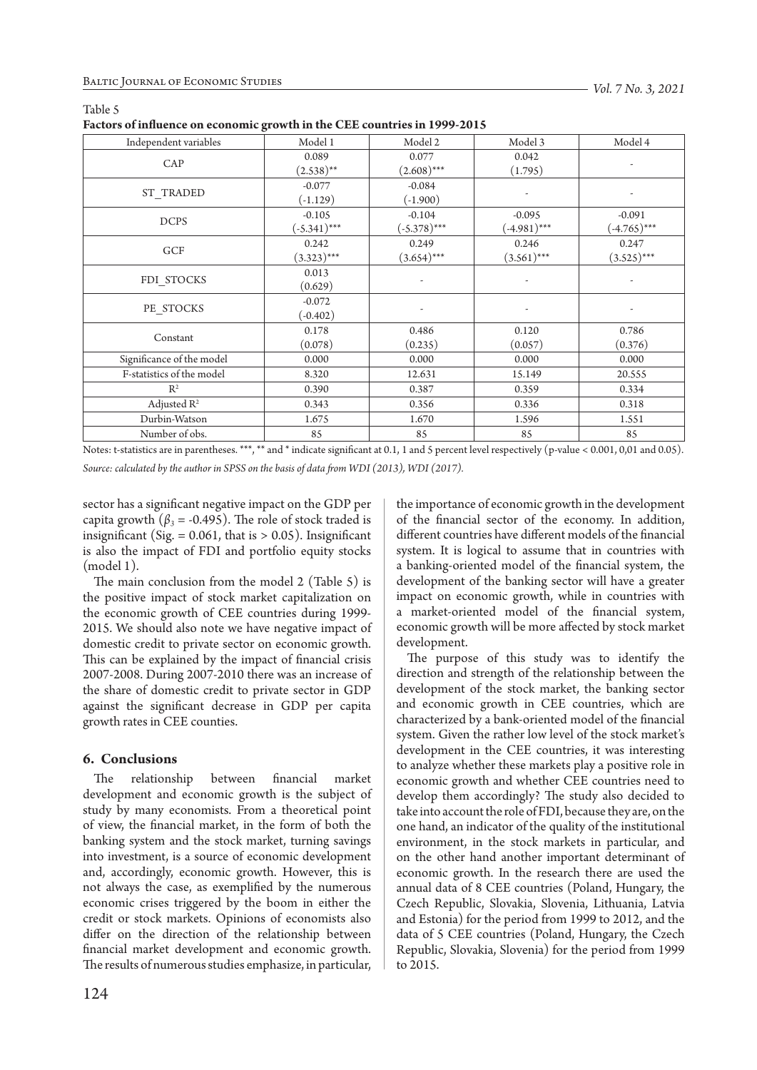Table 5

**Factors of influence on economic growth in the CEE countries in 1999-2015**

| Independent variables | Model 1 | Model 2 | Model 3 | Model 4 |
|---|---|---|---|---|
| CAP | 0.089 (2.538)** | 0.077 (2.608)*** | 0.042 (1.795) | - |
| ST_TRADED | -0.077 (-1.129) | -0.084 (-1.900) | - | - |
| DCPS | -0.105 (-5.341)*** | -0.104 (-5.378)*** | -0.095 (-4.981)*** | -0.091 (-4.765)*** |
| GCF | 0.242 (3.323)*** | 0.249 (3.654)*** | 0.246 (3.561)*** | 0.247 (3.525)*** |
| FDI_STOCKS | 0.013 (0.629) | - | - | - |
| PE_STOCKS | -0.072 (-0.402) | - | - | - |
| Constant | 0.178 (0.078) | 0.486 (0.235) | 0.120 (0.057) | 0.786 (0.376) |
| Significance of the model | 0.000 | 0.000 | 0.000 | 0.000 |
| F-statistics of the model | 8.320 | 12.631 | 15.149 | 20.555 |
| $R^2$ | 0.390 | 0.387 | 0.359 | 0.334 |
| Adjusted $R^2$ | 0.343 | 0.356 | 0.336 | 0.318 |
| Durbin-Watson | 1.675 | 1.670 | 1.596 | 1.551 |
| Number of obs. | 85 | 85 | 85 | 85 |

Notes: t-statistics are in parentheses. ***, ** and * indicate significant at 0.1, 1 and 5 percent level respectively (p-value < 0.001, 0,01 and 0.05).

*Source: calculated by the author in SPSS on the basis of data from WDI (2013), WDI (2017).*

sector has a significant negative impact on the GDP per capita growth ($\beta_3$ = -0.495). The role of stock traded is insignificant (Sig. = 0.061, that is > 0.05). Insignificant is also the impact of FDI and portfolio equity stocks (model 1).

The main conclusion from the model 2 (Table 5) is the positive impact of stock market capitalization on the economic growth of CEE countries during 1999-2015. We should also note we have negative impact of domestic credit to private sector on economic growth. This can be explained by the impact of financial crisis 2007-2008. During 2007-2010 there was an increase of the share of domestic credit to private sector in GDP against the significant decrease in GDP per capita growth rates in CEE counties.

## 6. Conclusions

The relationship between financial market development and economic growth is the subject of study by many economists. From a theoretical point of view, the financial market, in the form of both the banking system and the stock market, turning savings into investment, is a source of economic development and, accordingly, economic growth. However, this is not always the case, as exemplified by the numerous economic crises triggered by the boom in either the credit or stock markets. Opinions of economists also differ on the direction of the relationship between financial market development and economic growth. The results of numerous studies emphasize, in particular, the importance of economic growth in the development of the financial sector of the economy. In addition, different countries have different models of the financial system. It is logical to assume that in countries with a banking-oriented model of the financial system, the development of the banking sector will have a greater impact on economic growth, while in countries with a market-oriented model of the financial system, economic growth will be more affected by stock market development.

The purpose of this study was to identify the direction and strength of the relationship between the development of the stock market, the banking sector and economic growth in CEE countries, which are characterized by a bank-oriented model of the financial system. Given the rather low level of the stock market's development in the CEE countries, it was interesting to analyze whether these markets play a positive role in economic growth and whether CEE countries need to develop them accordingly? The study also decided to take into account the role of FDI, because they are, on the one hand, an indicator of the quality of the institutional environment, in the stock markets in particular, and on the other hand another important determinant of economic growth. In the research there are used the annual data of 8 CEE countries (Poland, Hungary, the Czech Republic, Slovakia, Slovenia, Lithuania, Latvia and Estonia) for the period from 1999 to 2012, and the data of 5 CEE countries (Poland, Hungary, the Czech Republic, Slovakia, Slovenia) for the period from 1999 to 2015.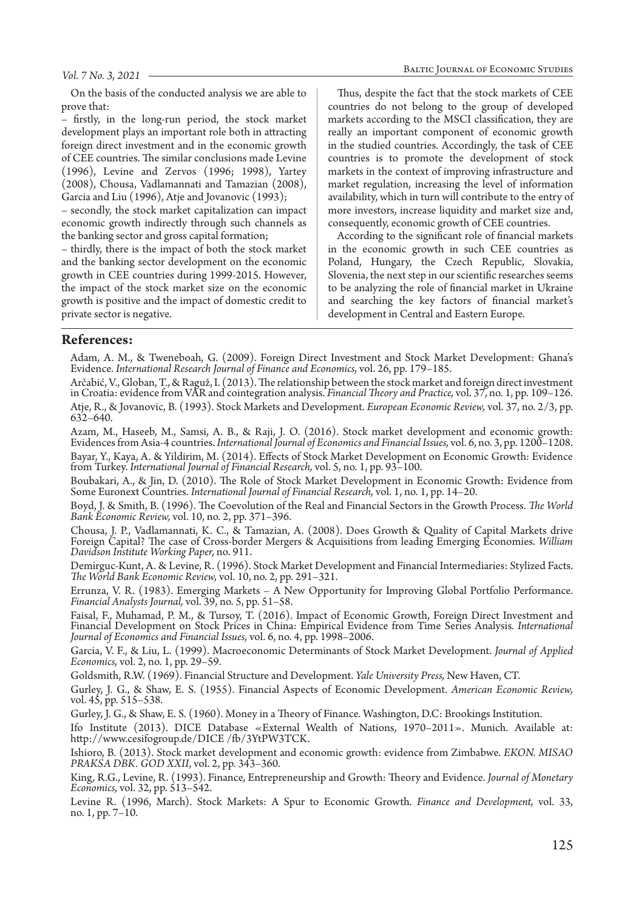On the basis of the conducted analysis we are able to prove that:

– firstly, in the long-run period, the stock market development plays an important role both in attracting foreign direct investment and in the economic growth of CEE countries. The similar conclusions made Levine (1996), Levine and Zervos (1996; 1998), Yartey (2008), Chousa, Vadlamannati and Tamazian (2008), Garcia and Liu (1996), Atje and Jovanovic (1993);

– secondly, the stock market capitalization can impact economic growth indirectly through such channels as the banking sector and gross capital formation;

– thirdly, there is the impact of both the stock market and the banking sector development on the economic growth in CEE countries during 1999-2015. However, the impact of the stock market size on the economic growth is positive and the impact of domestic credit to private sector is negative.

Thus, despite the fact that the stock markets of CEE countries do not belong to the group of developed markets according to the MSCI classification, they are really an important component of economic growth in the studied countries. Accordingly, the task of CEE countries is to promote the development of stock markets in the context of improving infrastructure and market regulation, increasing the level of information availability, which in turn will contribute to the entry of more investors, increase liquidity and market size and, consequently, economic growth of CEE countries.

According to the significant role of financial markets in the economic growth in such CEE countries as Poland, Hungary, the Czech Republic, Slovakia, Slovenia, the next step in our scientific researches seems to be analyzing the role of financial market in Ukraine and searching the key factors of financial market's development in Central and Eastern Europe.

## References:

Adam, A. M., & Tweneboah, G. (2009). Foreign Direct Investment and Stock Market Development: Ghana's Evidence. *International Research Journal of Finance and Economics,* vol. 26, pp. 179–185.

Arčabić, V., Globan, T., & Raguž, I. (2013). The relationship between the stock market and foreign direct investment in Croatia: evidence from VAR and cointegration analysis. *Financial Theory and Practice,* vol. 37, no. 1, pp. 109–126.

Atje, R., & Jovanovic, B. (1993). Stock Markets and Development. *European Economic Review,* vol. 37, no. 2/3, pp. 632–640.

Azam, M., Haseeb, M., Samsi, A. B., & Raji, J. O. (2016). Stock market development and economic growth: Evidences from Asia-4 countries. *International Journal of Economics and Financial Issues,* vol. 6, no. 3, pp. 1200–1208.

Bayar, Y., Kaya, A. & Yildirim, M. (2014). Effects of Stock Market Development on Economic Growth: Evidence from Turkey. *International Journal of Financial Research,* vol. 5, no. 1, pp. 93–100.

Boubakari, A., & Jin, D. (2010). The Role of Stock Market Development in Economic Growth: Evidence from Some Euronext Countries. *International Journal of Financial Research,* vol. 1, no. 1, pp. 14–20.

Boyd, J. & Smith, B. (1996). The Coevolution of the Real and Financial Sectors in the Growth Process. *The World Bank Economic Review,* vol. 10, no. 2, pp. 371–396.

Chousa, J. P., Vadlamannati, K. C., & Tamazian, A. (2008). Does Growth & Quality of Capital Markets drive Foreign Capital? The case of Cross-border Mergers & Acquisitions from leading Emerging Economies. *William Davidson Institute Working Paper,* no. 911.

Demirguc-Kunt, A. & Levine, R. (1996). Stock Market Development and Financial Intermediaries: Stylized Facts. *The World Bank Economic Review,* vol. 10, no. 2, pp. 291–321.

Errunza, V. R. (1983). Emerging Markets – A New Opportunity for Improving Global Portfolio Performance. *Financial Analysts Journal,* vol. 39, no. 5, pp. 51–58.

Faisal, F., Muhamad, P. M., & Tursoy, T. (2016). Impact of Economic Growth, Foreign Direct Investment and Financial Development on Stock Prices in China: Empirical Evidence from Time Series Analysis. *International Journal of Economics and Financial Issues,* vol. 6, no. 4, pp. 1998–2006.

Garcia, V. F., & Liu, L. (1999). Macroeconomic Determinants of Stock Market Development. *Journal of Applied Economics,* vol. 2, no. 1, pp. 29–59.

Goldsmith, R.W. (1969). Financial Structure and Development. *Yale University Press,* New Haven, CT.

Gurley, J. G., & Shaw, E. S. (1955). Financial Aspects of Economic Development. *American Economic Review,* vol. 45, pp. 515–538.

Gurley, J. G., & Shaw, E. S. (1960). Money in a Theory of Finance. Washington, D.C: Brookings Institution.

Ifo Institute (2013). DICE Database «External Wealth of Nations, 1970–2011». Munich. Available at: http://www.cesifogroup.de/DICE /fb/3YtPW3TCK.

Ishioro, B. (2013). Stock market development and economic growth: evidence from Zimbabwe. *EKON. MISAO PRAKSA DBK. GOD XXII,* vol. 2, pp. 343–360.

King, R.G., Levine, R. (1993). Finance, Entrepreneurship and Growth: Theory and Evidence. *Journal of Monetary Economics,* vol. 32, pp. 513–542.

Levine R. (1996, March). Stock Markets: A Spur to Economic Growth. *Finance and Development,* vol. 33, no. 1, pp. 7–10.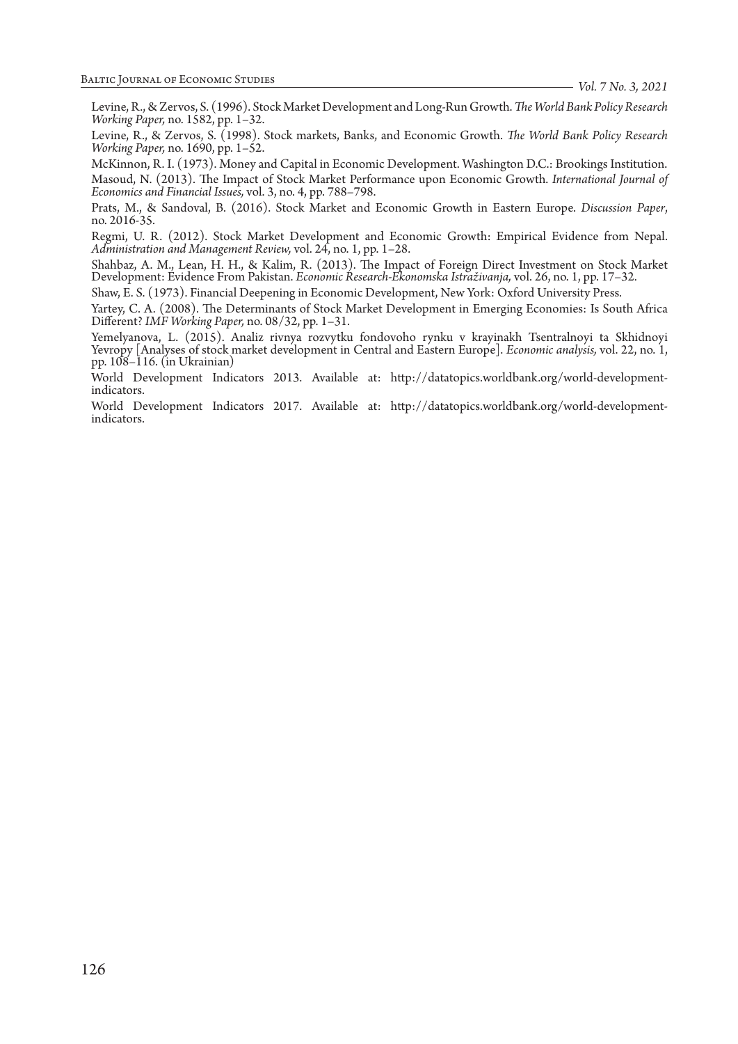Levine, R., & Zervos, S. (1996). Stock Market Development and Long-Run Growth. *The World Bank Policy Research Working Paper,* no. 1582, pp. 1–32.

Levine, R., & Zervos, S. (1998). Stock markets, Banks, and Economic Growth. *The World Bank Policy Research Working Paper,* no. 1690, pp. 1–52.

McKinnon, R. I. (1973). Money and Capital in Economic Development. Washington D.C.: Brookings Institution.

Masoud, N. (2013). The Impact of Stock Market Performance upon Economic Growth. *International Journal of Economics and Financial Issues,* vol. 3, no. 4, pp. 788–798.

Prats, M., & Sandoval, B. (2016). Stock Market and Economic Growth in Eastern Europe. *Discussion Paper*, no. 2016-35.

Regmi, U. R. (2012). Stock Market Development and Economic Growth: Empirical Evidence from Nepal. *Administration and Management Review,* vol. 24, no. 1, pp. 1–28.

Shahbaz, A. M., Lean, H. H., & Kalim, R. (2013). The Impact of Foreign Direct Investment on Stock Market Development: Evidence From Pakistan. *Economic Research-Ekonomska Istraživanja,* vol. 26, no. 1, pp. 17–32.

Shaw, E. S. (1973). Financial Deepening in Economic Development, New York: Oxford University Press.

Yartey, C. A. (2008). The Determinants of Stock Market Development in Emerging Economies: Is South Africa Different? *IMF Working Paper,* no. 08/32, pp. 1–31.

Yemelyanova, L. (2015). Analiz rivnya rozvytku fondovoho rynku v krayinakh Tsentralnoyi ta Skhidnoyi Yevropy [Analyses of stock market development in Central and Eastern Europe]. *Economic analysis,* vol. 22, no. 1, pp. 108–116. (in Ukrainian)

World Development Indicators 2013. Available at: http://datatopics.worldbank.org/world-development-indicators.

World Development Indicators 2017. Available at: http://datatopics.worldbank.org/world-development-indicators.